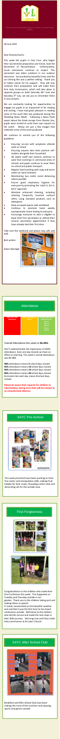18 June 2021

Dear Parents/Carers

This week the pupils in Year Four, who began their sacramental preparation pre-Covid, took the Sacrament of Reconciliation. Unfortunately, Covid restrictions continue to impact. This sacrament was taken outdoors in our outdoor classroom. Surrounded by beautiful trees and the sun shining this was a perfect setting. Thank you to Father James for his support. They will now continue their preparation and will make their First Holy Communion; which will take place in separate groups on both Saturday 26th June and Saturday 3rd July, we ask you to remember them in your prayers.

We are constantly looking for opportunities to engage our pupils in an enjoyment of for reading and writing. I have had great pleasure in reading some of the work that was produced during the 'Breaking News Week'. Following a News flash report about the Great escape from Chester Zoo, pupils were invited to write their own reports on the event. Below are just a few images that celebrate some of the work produced.

We continue to remind you of the following guidelines

- Ensuring no-one with symptoms attends work or school
- Ensuring anyone who tests positive self-isolates alongside their household
- All adults (staff and visitors) continue to wear face coverings in communal areas of schools and pupils continue to wear them on school and public transport
- Regular hand washing with soap and warm water (or hand sanitiser)
- Maintaining two metre social distancing where possible
- Ensure good respiratory hygiene for everyone by promoting the 'catch it, bin it, kill it' approach
- Maintain enhanced cleaning, including cleaning frequently touched surfaces often, using standard products such as detergents
- Keep occupied spaces well ventilated
- Continue to promote twice weekly asymptomatic home testing to everyone
- Encourage everyone to who is eligible to book their first vaccination or attend their second vaccination appointment if they have already had their first dose

Take care this weekend and please stay safe and well.

Best wishes

Eileen Murtagh

## Attendance

Overall Attendance this week is **96.49%**

Don't underestimate the importance of 100% attendance. Even one day missed can have an effect on learning. This week's overall attendance was 99.38%

**98%** attendance means **4** school days missed
**95%** attendance means **10** school days missed
**90%** attendance means **19** school days missed
**80%** attendance means **38** school days missed
**5** minutes late each day means **3** school days missed

**Please be aware that requests for children to take holidays during term time will be classed as an unauthorised absence.**

## S4YC Pre-School

This week preschool have been working on their fine motor and manipulative skills, making fruit kebabs for their snack, threading cotton reels and decorating cds for the outside area.

## First Forgiveness

Congratulations to the children who made their First Confession this week. This happened on Tuesday and Thursday outside in our gazebo. Thank you to the children taking part and making these so special.

Fr James commented on the beautiful weather and said that it was the first time he has heard confessions outside. Well done to the children who led the service and made the next steps in their faith journey. Not long now until they make Holy Communion at St Luke's Church.

## S4YC After School Club

Breakfast and After School Club have been making the most of the sunshine and enjoying sports and games outside.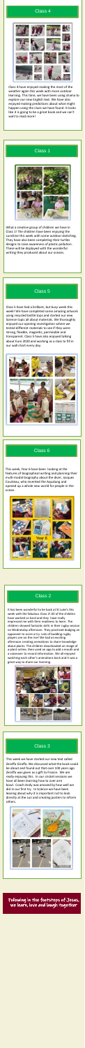## Class 4

Class 4 have enjoyed making the most of the weather again this week with more outdoor learning. This time, we have been using drama to explore our new English text. We have also enjoyed making predictions about what might happen using the clues we have found. It looks like it is going to be a great book and we can't wait to read more!

## Class 1

What a creative group of children we have in Class 1! The children have been enjoying the sunshine this week with some outdoor sketching. They have also been completing their turtles designs to raise awareness of plastic pollution. These will be displayed with the wonderful writing they produced about our oceans.

## Class 5

Class 5 have had a brilliant, but busy week this week! We have completed some amazing artwork using recycled bottle tops and started our new Science topic all about materials. We thoroughly enjoyed our opening investigation where we tested different materials to see if they were strong, flexible, magnetic, permeable and transparent. Class 5 have also enjoyed talking about Euro 2020 and working as a class to fill in our wall chart every day.

## Class 6

This week, Year 6 have been looking at the features of biographical writing and planning their multi-modal biography about the diver, Jacques Cousteau, who invented the Aqualung and opened up a whole new world for people in the ocean.

## Class 2

It has been wonderful to be back at St Luke's this week with the fabulous Class 2! All of the children have worked so hard and they have really impressed me with their readiness to learn. The children showed fantastic skills in their rugby session on Wednesday afternoon. They practised dodging an opponent to score a try, lots of budding rugby players are on the rise! We had an exciting afternoon creating animations to share knowledge about plants. The children downloaded an image of a plant online, then used an app to add a mouth and a voiceover to record information. We all enjoyed watching each other's animations back and it was a great way to share our learning.

## Class 3

This week we have started our new text called Zeraffa Giraffa. We discussed what the book could be about and found out that over 100 years ago Zeraffa was given as a gift to France. We are really enjoying this. In our cricket session we have all been learning how to over arm bowl. Coach Andy was amazed by how well we did in our first try. In Science we have been learning about why it is important not to look directly at the sun and creating posters to inform others.

**Following in the footsteps of Jesus, we learn, love and laugh together**